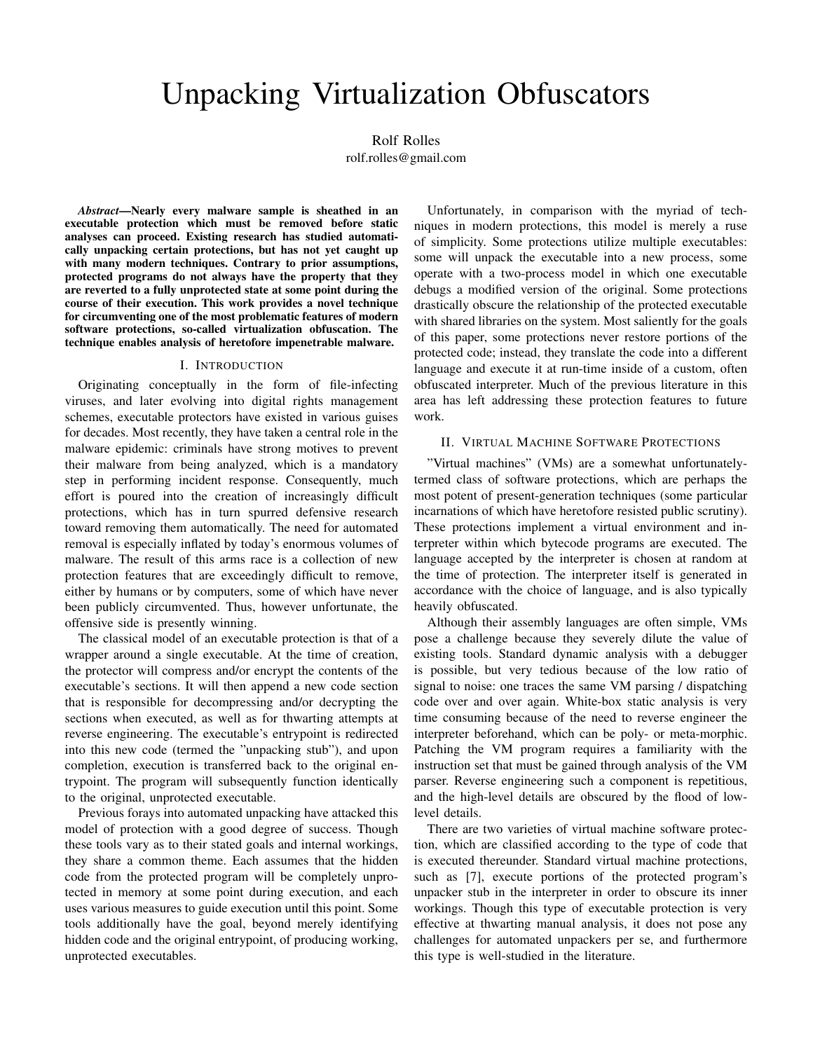# Unpacking Virtualization Obfuscators

Rolf Rolles
rolf.rolles@gmail.com

***Abstract*—Nearly every malware sample is sheathed in an executable protection which must be removed before static analyses can proceed. Existing research has studied automatically unpacking certain protections, but has not yet caught up with many modern techniques. Contrary to prior assumptions, protected programs do not always have the property that they are reverted to a fully unprotected state at some point during the course of their execution. This work provides a novel technique for circumventing one of the most problematic features of modern software protections, so-called virtualization obfuscation. The technique enables analysis of heretofore impenetrable malware.**

## I. Introduction

Originating conceptually in the form of file-infecting viruses, and later evolving into digital rights management schemes, executable protectors have existed in various guises for decades. Most recently, they have taken a central role in the malware epidemic: criminals have strong motives to prevent their malware from being analyzed, which is a mandatory step in performing incident response. Consequently, much effort is poured into the creation of increasingly difficult protections, which has in turn spurred defensive research toward removing them automatically. The need for automated removal is especially inflated by today's enormous volumes of malware. The result of this arms race is a collection of new protection features that are exceedingly difficult to remove, either by humans or by computers, some of which have never been publicly circumvented. Thus, however unfortunate, the offensive side is presently winning.

The classical model of an executable protection is that of a wrapper around a single executable. At the time of creation, the protector will compress and/or encrypt the contents of the executable's sections. It will then append a new code section that is responsible for decompressing and/or decrypting the sections when executed, as well as for thwarting attempts at reverse engineering. The executable's entrypoint is redirected into this new code (termed the "unpacking stub"), and upon completion, execution is transferred back to the original entrypoint. The program will subsequently function identically to the original, unprotected executable.

Previous forays into automated unpacking have attacked this model of protection with a good degree of success. Though these tools vary as to their stated goals and internal workings, they share a common theme. Each assumes that the hidden code from the protected program will be completely unprotected in memory at some point during execution, and each uses various measures to guide execution until this point. Some tools additionally have the goal, beyond merely identifying hidden code and the original entrypoint, of producing working, unprotected executables.

Unfortunately, in comparison with the myriad of techniques in modern protections, this model is merely a ruse of simplicity. Some protections utilize multiple executables: some will unpack the executable into a new process, some operate with a two-process model in which one executable debugs a modified version of the original. Some protections drastically obscure the relationship of the protected executable with shared libraries on the system. Most saliently for the goals of this paper, some protections never restore portions of the protected code; instead, they translate the code into a different language and execute it at run-time inside of a custom, often obfuscated interpreter. Much of the previous literature in this area has left addressing these protection features to future work.

## II. Virtual Machine Software Protections

"Virtual machines" (VMs) are a somewhat unfortunately-termed class of software protections, which are perhaps the most potent of present-generation techniques (some particular incarnations of which have heretofore resisted public scrutiny). These protections implement a virtual environment and interpreter within which bytecode programs are executed. The language accepted by the interpreter is chosen at random at the time of protection. The interpreter itself is generated in accordance with the choice of language, and is also typically heavily obfuscated.

Although their assembly languages are often simple, VMs pose a challenge because they severely dilute the value of existing tools. Standard dynamic analysis with a debugger is possible, but very tedious because of the low ratio of signal to noise: one traces the same VM parsing / dispatching code over and over again. White-box static analysis is very time consuming because of the need to reverse engineer the interpreter beforehand, which can be poly- or meta-morphic. Patching the VM program requires a familiarity with the instruction set that must be gained through analysis of the VM parser. Reverse engineering such a component is repetitious, and the high-level details are obscured by the flood of low-level details.

There are two varieties of virtual machine software protection, which are classified according to the type of code that is executed thereunder. Standard virtual machine protections, such as [7], execute portions of the protected program's unpacker stub in the interpreter in order to obscure its inner workings. Though this type of executable protection is very effective at thwarting manual analysis, it does not pose any challenges for automated unpackers per se, and furthermore this type is well-studied in the literature.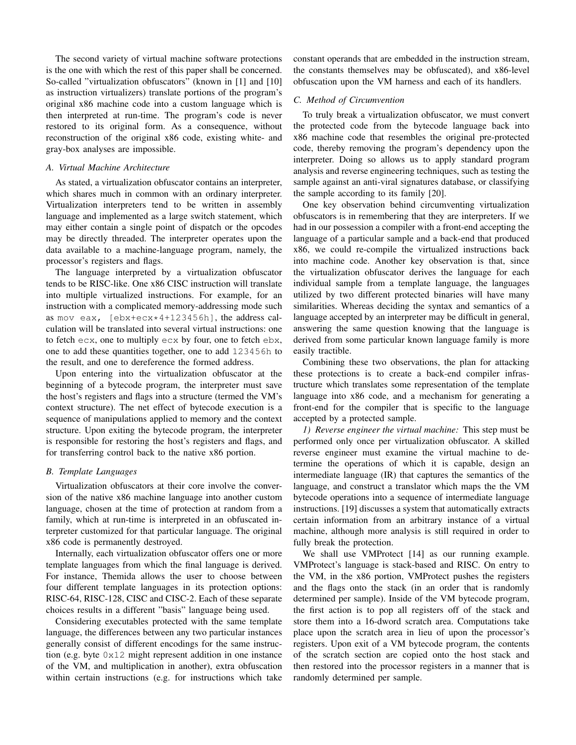The second variety of virtual machine software protections is the one with which the rest of this paper shall be concerned. So-called "virtualization obfuscators" (known in [1] and [10] as instruction virtualizers) translate portions of the program's original x86 machine code into a custom language which is then interpreted at run-time. The program's code is never restored to its original form. As a consequence, without reconstruction of the original x86 code, existing white- and gray-box analyses are impossible.

### *A. Virtual Machine Architecture*

As stated, a virtualization obfuscator contains an interpreter, which shares much in common with an ordinary interpreter. Virtualization interpreters tend to be written in assembly language and implemented as a large switch statement, which may either contain a single point of dispatch or the opcodes may be directly threaded. The interpreter operates upon the data available to a machine-language program, namely, the processor's registers and flags.

The language interpreted by a virtualization obfuscator tends to be RISC-like. One x86 CISC instruction will translate into multiple virtualized instructions. For example, for an instruction with a complicated memory-addressing mode such as `mov eax, [ebx+ecx*4+123456h]`, the address calculation will be translated into several virtual instructions: one to fetch `ecx`, one to multiply `ecx` by four, one to fetch `ebx`, one to add these quantities together, one to add `123456h` to the result, and one to dereference the formed address.

Upon entering into the virtualization obfuscator at the beginning of a bytecode program, the interpreter must save the host's registers and flags into a structure (termed the VM's context structure). The net effect of bytecode execution is a sequence of manipulations applied to memory and the context structure. Upon exiting the bytecode program, the interpreter is responsible for restoring the host's registers and flags, and for transferring control back to the native x86 portion.

### *B. Template Languages*

Virtualization obfuscators at their core involve the conversion of the native x86 machine language into another custom language, chosen at the time of protection at random from a family, which at run-time is interpreted in an obfuscated interpreter customized for that particular language. The original x86 code is permanently destroyed.

Internally, each virtualization obfuscator offers one or more template languages from which the final language is derived. For instance, Themida allows the user to choose between four different template languages in its protection options: RISC-64, RISC-128, CISC and CISC-2. Each of these separate choices results in a different "basis" language being used.

Considering executables protected with the same template language, the differences between any two particular instances generally consist of different encodings for the same instruction (e.g. byte `0x12` might represent addition in one instance of the VM, and multiplication in another), extra obfuscation within certain instructions (e.g. for instructions which take constant operands that are embedded in the instruction stream, the constants themselves may be obfuscated), and x86-level obfuscation upon the VM harness and each of its handlers.

### *C. Method of Circumvention*

To truly break a virtualization obfuscator, we must convert the protected code from the bytecode language back into x86 machine code that resembles the original pre-protected code, thereby removing the program's dependency upon the interpreter. Doing so allows us to apply standard program analysis and reverse engineering techniques, such as testing the sample against an anti-viral signatures database, or classifying the sample according to its family [20].

One key observation behind circumventing virtualization obfuscators is in remembering that they are interpreters. If we had in our possession a compiler with a front-end accepting the language of a particular sample and a back-end that produced x86, we could re-compile the virtualized instructions back into machine code. Another key observation is that, since the virtualization obfuscator derives the language for each individual sample from a template language, the languages utilized by two different protected binaries will have many similarities. Whereas deciding the syntax and semantics of a language accepted by an interpreter may be difficult in general, answering the same question knowing that the language is derived from some particular known language family is more easily tractible.

Combining these two observations, the plan for attacking these protections is to create a back-end compiler infrastructure which translates some representation of the template language into x86 code, and a mechanism for generating a front-end for the compiler that is specific to the language accepted by a protected sample.

*1) Reverse engineer the virtual machine:* This step must be performed only once per virtualization obfuscator. A skilled reverse engineer must examine the virtual machine to determine the operations of which it is capable, design an intermediate language (IR) that captures the semantics of the language, and construct a translator which maps the the VM bytecode operations into a sequence of intermediate language instructions. [19] discusses a system that automatically extracts certain information from an arbitrary instance of a virtual machine, although more analysis is still required in order to fully break the protection.

We shall use VMProtect [14] as our running example. VMProtect's language is stack-based and RISC. On entry to the VM, in the x86 portion, VMProtect pushes the registers and the flags onto the stack (in an order that is randomly determined per sample). Inside of the VM bytecode program, the first action is to pop all registers off of the stack and store them into a 16-dword scratch area. Computations take place upon the scratch area in lieu of upon the processor's registers. Upon exit of a VM bytecode program, the contents of the scratch section are copied onto the host stack and then restored into the processor registers in a manner that is randomly determined per sample.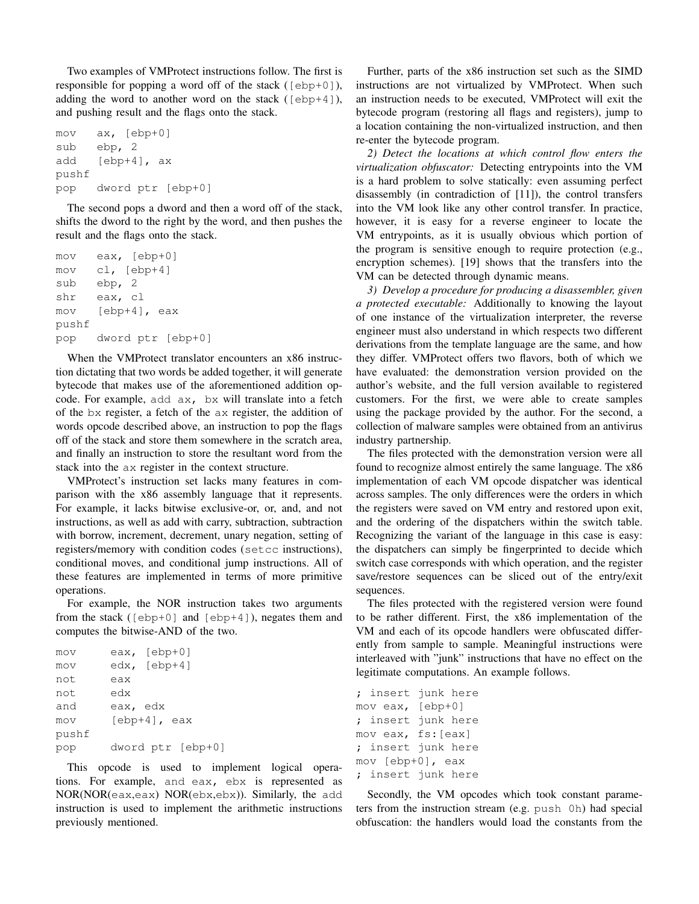Two examples of VMProtect instructions follow. The first is responsible for popping a word off of the stack ([ebp+0]), adding the word to another word on the stack ([ebp+4]), and pushing result and the flags onto the stack.

```
mov    ax, [ebp+0]
sub    ebp, 2
add    [ebp+4], ax
pushf
pop    dword ptr [ebp+0]
```

The second pops a dword and then a word off of the stack, shifts the dword to the right by the word, and then pushes the result and the flags onto the stack.

```
mov    eax, [ebp+0]
mov    cl, [ebp+4]
sub    ebp, 2
shr    eax, cl
mov    [ebp+4], eax
pushf
pop    dword ptr [ebp+0]
```

When the VMProtect translator encounters an x86 instruction dictating that two words be added together, it will generate bytecode that makes use of the aforementioned addition opcode. For example, add ax, bx will translate into a fetch of the bx register, a fetch of the ax register, the addition of words opcode described above, an instruction to pop the flags off of the stack and store them somewhere in the scratch area, and finally an instruction to store the resultant word from the stack into the ax register in the context structure.

VMProtect's instruction set lacks many features in comparison with the x86 assembly language that it represents. For example, it lacks bitwise exclusive-or, or, and, and not instructions, as well as add with carry, subtraction, subtraction with borrow, increment, decrement, unary negation, setting of registers/memory with condition codes (setcc instructions), conditional moves, and conditional jump instructions. All of these features are implemented in terms of more primitive operations.

For example, the NOR instruction takes two arguments from the stack ([ebp+0] and [ebp+4]), negates them and computes the bitwise-AND of the two.

```
mov      eax, [ebp+0]
mov      edx, [ebp+4]
not      eax
not      edx
and      eax, edx
mov      [ebp+4], eax
pushf
pop      dword ptr [ebp+0]
```

This opcode is used to implement logical operations. For example, and eax, ebx is represented as NOR(NOR(eax,eax) NOR(ebx,ebx)). Similarly, the add instruction is used to implement the arithmetic instructions previously mentioned.

Further, parts of the x86 instruction set such as the SIMD instructions are not virtualized by VMProtect. When such an instruction needs to be executed, VMProtect will exit the bytecode program (restoring all flags and registers), jump to a location containing the non-virtualized instruction, and then re-enter the bytecode program.

*2) Detect the locations at which control flow enters the virtualization obfuscator:* Detecting entrypoints into the VM is a hard problem to solve statically: even assuming perfect disassembly (in contradiction of [11]), the control transfers into the VM look like any other control transfer. In practice, however, it is easy for a reverse engineer to locate the VM entrypoints, as it is usually obvious which portion of the program is sensitive enough to require protection (e.g., encryption schemes). [19] shows that the transfers into the VM can be detected through dynamic means.

*3) Develop a procedure for producing a disassembler, given a protected executable:* Additionally to knowing the layout of one instance of the virtualization interpreter, the reverse engineer must also understand in which respects two different derivations from the template language are the same, and how they differ. VMProtect offers two flavors, both of which we have evaluated: the demonstration version provided on the author's website, and the full version available to registered customers. For the first, we were able to create samples using the package provided by the author. For the second, a collection of malware samples were obtained from an antivirus industry partnership.

The files protected with the demonstration version were all found to recognize almost entirely the same language. The x86 implementation of each VM opcode dispatcher was identical across samples. The only differences were the orders in which the registers were saved on VM entry and restored upon exit, and the ordering of the dispatchers within the switch table. Recognizing the variant of the language in this case is easy: the dispatchers can simply be fingerprinted to decide which switch case corresponds with which operation, and the register save/restore sequences can be sliced out of the entry/exit sequences.

The files protected with the registered version were found to be rather different. First, the x86 implementation of the VM and each of its opcode handlers were obfuscated differently from sample to sample. Meaningful instructions were interleaved with "junk" instructions that have no effect on the legitimate computations. An example follows.

```
; insert junk here
mov eax, [ebp+0]
; insert junk here
mov eax, fs:[eax]
; insert junk here
mov [ebp+0], eax
; insert junk here
```

Secondly, the VM opcodes which took constant parameters from the instruction stream (e.g. push 0h) had special obfuscation: the handlers would load the constants from the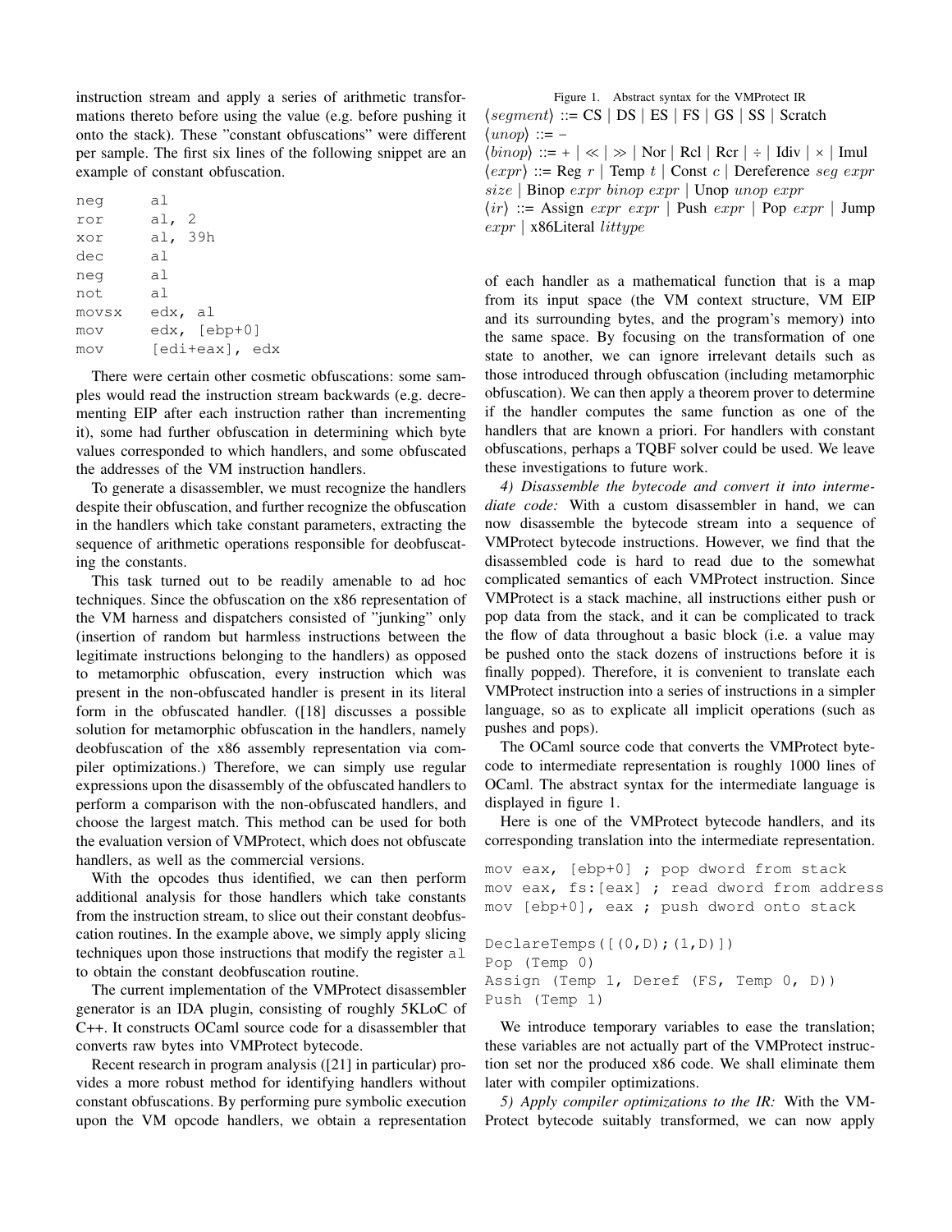instruction stream and apply a series of arithmetic transformations thereto before using the value (e.g. before pushing it onto the stack). These "constant obfuscations" were different per sample. The first six lines of the following snippet are an example of constant obfuscation.

```
neg     al
ror     al, 2
xor     al, 39h
dec     al
neg     al
not     al
movsx   edx, al
mov     edx, [ebp+0]
mov     [edi+eax], edx
```

There were certain other cosmetic obfuscations: some samples would read the instruction stream backwards (e.g. decrementing EIP after each instruction rather than incrementing it), some had further obfuscation in determining which byte values corresponded to which handlers, and some obfuscated the addresses of the VM instruction handlers.

To generate a disassembler, we must recognize the handlers despite their obfuscation, and further recognize the obfuscation in the handlers which take constant parameters, extracting the sequence of arithmetic operations responsible for deobfuscating the constants.

This task turned out to be readily amenable to ad hoc techniques. Since the obfuscation on the x86 representation of the VM harness and dispatchers consisted of "junking" only (insertion of random but harmless instructions between the legitimate instructions belonging to the handlers) as opposed to metamorphic obfuscation, every instruction which was present in the non-obfuscated handler is present in its literal form in the obfuscated handler. ([18] discusses a possible solution for metamorphic obfuscation in the handlers, namely deobfuscation of the x86 assembly representation via compiler optimizations.) Therefore, we can simply use regular expressions upon the disassembly of the obfuscated handlers to perform a comparison with the non-obfuscated handlers, and choose the largest match. This method can be used for both the evaluation version of VMProtect, which does not obfuscate handlers, as well as the commercial versions.

With the opcodes thus identified, we can then perform additional analysis for those handlers which take constants from the instruction stream, to slice out their constant deobfuscation routines. In the example above, we simply apply slicing techniques upon those instructions that modify the register `al` to obtain the constant deobfuscation routine.

The current implementation of the VMProtect disassembler generator is an IDA plugin, consisting of roughly 5KLoC of C++. It constructs OCaml source code for a disassembler that converts raw bytes into VMProtect bytecode.

Recent research in program analysis ([21] in particular) provides a more robust method for identifying handlers without constant obfuscations. By performing pure symbolic execution upon the VM opcode handlers, we obtain a representation of each handler as a mathematical function that is a map from its input space (the VM context structure, VM EIP and its surrounding bytes, and the program's memory) into the same space. By focusing on the transformation of one state to another, we can ignore irrelevant details such as those introduced through obfuscation (including metamorphic obfuscation). We can then apply a theorem prover to determine if the handler computes the same function as one of the handlers that are known a priori. For handlers with constant obfuscations, perhaps a TQBF solver could be used. We leave these investigations to future work.

*4) Disassemble the bytecode and convert it into intermediate code:* With a custom disassembler in hand, we can now disassemble the bytecode stream into a sequence of VMProtect bytecode instructions. However, we find that the disassembled code is hard to read due to the somewhat complicated semantics of each VMProtect instruction. Since VMProtect is a stack machine, all instructions either push or pop data from the stack, and it can be complicated to track the flow of data throughout a basic block (i.e. a value may be pushed onto the stack dozens of instructions before it is finally popped). Therefore, it is convenient to translate each VMProtect instruction into a series of instructions in a simpler language, so as to explicate all implicit operations (such as pushes and pops).

The OCaml source code that converts the VMProtect bytecode to intermediate representation is roughly 1000 lines of OCaml. The abstract syntax for the intermediate language is displayed in figure 1.

Figure 1. Abstract syntax for the VMProtect IR

$\langle segment \rangle$ ::= CS | DS | ES | FS | GS | SS | Scratch
$\langle unop \rangle$ ::= $-$
$\langle binop \rangle$ ::= $+$ | $\ll$ | $\gg$ | Nor | Rcl | Rcr | $\div$ | Idiv | $\times$ | Imul
$\langle expr \rangle$ ::= Reg $r$ | Temp $t$ | Const $c$ | Dereference $seg$ $expr$ $size$ | Binop $expr$ $binop$ $expr$ | Unop $unop$ $expr$
$\langle ir \rangle$ ::= Assign $expr$ $expr$ | Push $expr$ | Pop $expr$ | Jump $expr$ | x86Literal $littype$

Here is one of the VMProtect bytecode handlers, and its corresponding translation into the intermediate representation.

```
mov eax, [ebp+0] ; pop dword from stack
mov eax, fs:[eax] ; read dword from address
mov [ebp+0], eax ; push dword onto stack

DeclareTemps([(0,D);(1,D)])
Pop (Temp 0)
Assign (Temp 1, Deref (FS, Temp 0, D))
Push (Temp 1)
```

We introduce temporary variables to ease the translation; these variables are not actually part of the VMProtect instruction set nor the produced x86 code. We shall eliminate them later with compiler optimizations.

*5) Apply compiler optimizations to the IR:* With the VMProtect bytecode suitably transformed, we can now apply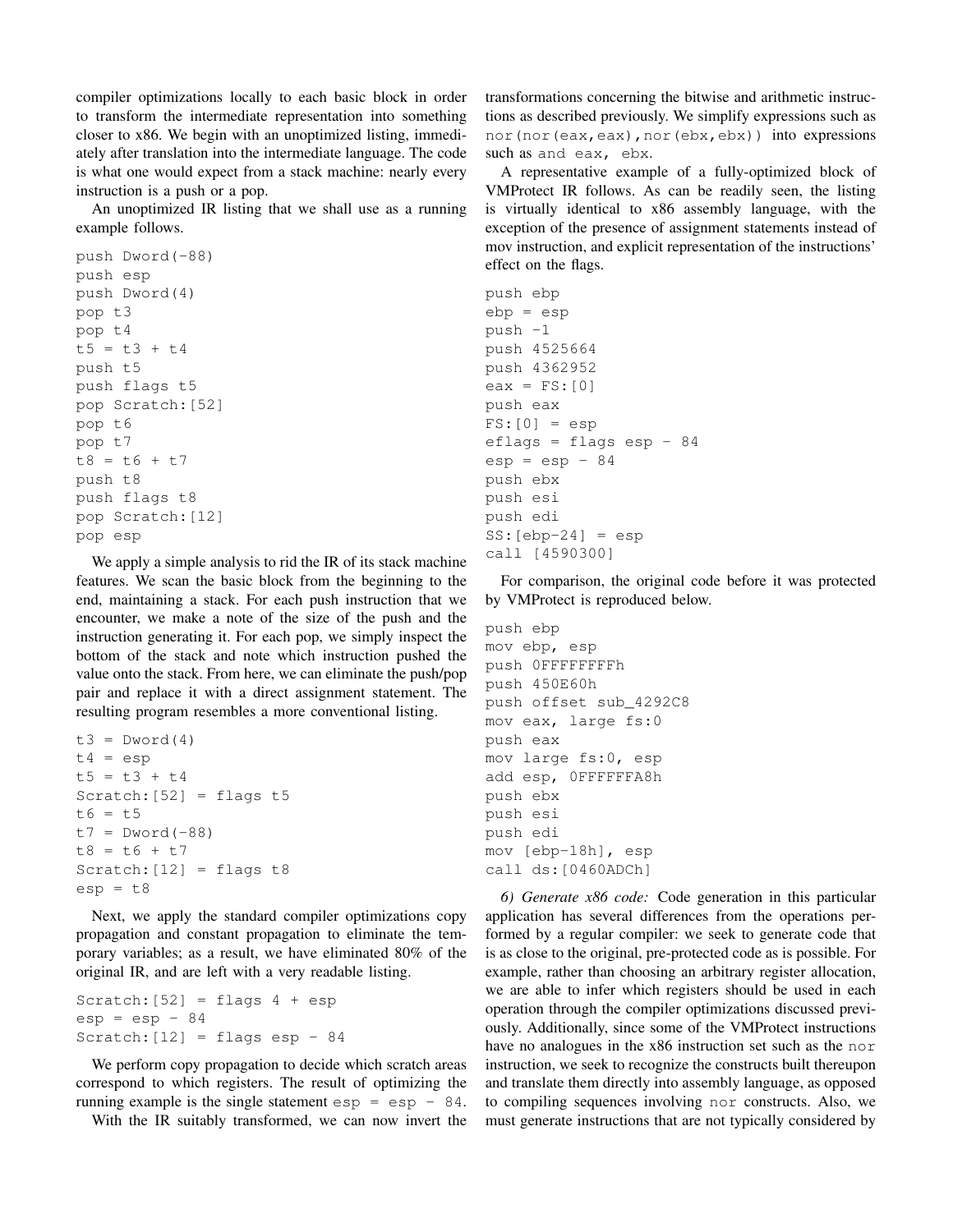compiler optimizations locally to each basic block in order to transform the intermediate representation into something closer to x86. We begin with an unoptimized listing, immediately after translation into the intermediate language. The code is what one would expect from a stack machine: nearly every instruction is a push or a pop.

An unoptimized IR listing that we shall use as a running example follows.

```
push Dword(-88)
push esp
push Dword(4)
pop t3
pop t4
t5 = t3 + t4
push t5
push flags t5
pop Scratch:[52]
pop t6
pop t7
t8 = t6 + t7
push t8
push flags t8
pop Scratch:[12]
pop esp
```

We apply a simple analysis to rid the IR of its stack machine features. We scan the basic block from the beginning to the end, maintaining a stack. For each push instruction that we encounter, we make a note of the size of the push and the instruction generating it. For each pop, we simply inspect the bottom of the stack and note which instruction pushed the value onto the stack. From here, we can eliminate the push/pop pair and replace it with a direct assignment statement. The resulting program resembles a more conventional listing.

```
t3 = Dword(4)
t4 = esp
t5 = t3 + t4
Scratch:[52] = flags t5
t6 = t5
t7 = Dword(-88)
t8 = t6 + t7
Scratch:[12] = flags t8
esp = t8
```

Next, we apply the standard compiler optimizations copy propagation and constant propagation to eliminate the temporary variables; as a result, we have eliminated 80% of the original IR, and are left with a very readable listing.

```
Scratch:[52] = flags 4 + esp
esp = esp - 84
Scratch:[12] = flags esp - 84
```

We perform copy propagation to decide which scratch areas correspond to which registers. The result of optimizing the running example is the single statement `esp = esp - 84`.

With the IR suitably transformed, we can now invert the transformations concerning the bitwise and arithmetic instructions as described previously. We simplify expressions such as `nor(nor(eax,eax),nor(ebx,ebx))` into expressions such as `and eax, ebx`.

A representative example of a fully-optimized block of VMProtect IR follows. As can be readily seen, the listing is virtually identical to x86 assembly language, with the exception of the presence of assignment statements instead of mov instruction, and explicit representation of the instructions' effect on the flags.

```
push ebp
ebp = esp
push -1
push 4525664
push 4362952
eax = FS:[0]
push eax
FS:[0] = esp
eflags = flags esp - 84
esp = esp - 84
push ebx
push esi
push edi
SS:[ebp-24] = esp
call [4590300]
```

For comparison, the original code before it was protected by VMProtect is reproduced below.

```
push ebp
mov ebp, esp
push 0FFFFFFFFh
push 450E60h
push offset sub_4292C8
mov eax, large fs:0
push eax
mov large fs:0, esp
add esp, 0FFFFFFA8h
push ebx
push esi
push edi
mov [ebp-18h], esp
call ds:[0460ADCh]
```

*6) Generate x86 code:* Code generation in this particular application has several differences from the operations performed by a regular compiler: we seek to generate code that is as close to the original, pre-protected code as is possible. For example, rather than choosing an arbitrary register allocation, we are able to infer which registers should be used in each operation through the compiler optimizations discussed previously. Additionally, since some of the VMProtect instructions have no analogues in the x86 instruction set such as the `nor` instruction, we seek to recognize the constructs built thereupon and translate them directly into assembly language, as opposed to compiling sequences involving `nor` constructs. Also, we must generate instructions that are not typically considered by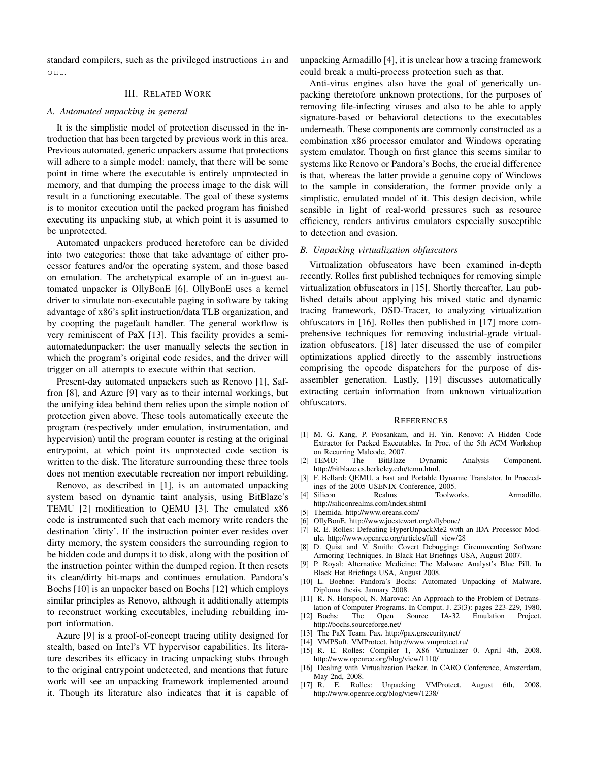standard compilers, such as the privileged instructions `in` and `out`.

## III. Related Work

### A. Automated unpacking in general

It is the simplistic model of protection discussed in the introduction that has been targeted by previous work in this area. Previous automated, generic unpackers assume that protections will adhere to a simple model: namely, that there will be some point in time where the executable is entirely unprotected in memory, and that dumping the process image to the disk will result in a functioning executable. The goal of these systems is to monitor execution until the packed program has finished executing its unpacking stub, at which point it is assumed to be unprotected.

Automated unpackers produced heretofore can be divided into two categories: those that take advantage of either processor features and/or the operating system, and those based on emulation. The archetypical example of an in-guest automated unpacker is OllyBonE [6]. OllyBonE uses a kernel driver to simulate non-executable paging in software by taking advantage of x86's split instruction/data TLB organization, and by coopting the pagefault handler. The general workflow is very reminiscent of PaX [13]. This facility provides a semi-automatedunpacker: the user manually selects the section in which the program's original code resides, and the driver will trigger on all attempts to execute within that section.

Present-day automated unpackers such as Renovo [1], Saffron [8], and Azure [9] vary as to their internal workings, but the unifying idea behind them relies upon the simple notion of protection given above. These tools automatically execute the program (respectively under emulation, instrumentation, and hypervision) until the program counter is resting at the original entrypoint, at which point its unprotected code section is written to the disk. The literature surrounding these three tools does not mention executable recreation nor import rebuilding.

Renovo, as described in [1], is an automated unpacking system based on dynamic taint analysis, using BitBlaze's TEMU [2] modification to QEMU [3]. The emulated x86 code is instrumented such that each memory write renders the destination 'dirty'. If the instruction pointer ever resides over dirty memory, the system considers the surrounding region to be hidden code and dumps it to disk, along with the position of the instruction pointer within the dumped region. It then resets its clean/dirty bit-maps and continues emulation. Pandora's Bochs [10] is an unpacker based on Bochs [12] which employs similar principles as Renovo, although it additionally attempts to reconstruct working executables, including rebuilding import information.

Azure [9] is a proof-of-concept tracing utility designed for stealth, based on Intel's VT hypervisor capabilities. Its literature describes its efficacy in tracing unpacking stubs through to the original entrypoint undetected, and mentions that future work will see an unpacking framework implemented around it. Though its literature also indicates that it is capable of unpacking Armadillo [4], it is unclear how a tracing framework could break a multi-process protection such as that.

Anti-virus engines also have the goal of generically unpacking theretofore unknown protections, for the purposes of removing file-infecting viruses and also to be able to apply signature-based or behavioral detections to the executables underneath. These components are commonly constructed as a combination x86 processor emulator and Windows operating system emulator. Though on first glance this seems similar to systems like Renovo or Pandora's Bochs, the crucial difference is that, whereas the latter provide a genuine copy of Windows to the sample in consideration, the former provide only a simplistic, emulated model of it. This design decision, while sensible in light of real-world pressures such as resource efficiency, renders antivirus emulators especially susceptible to detection and evasion.

### B. Unpacking virtualization obfuscators

Virtualization obfuscators have been examined in-depth recently. Rolles first published techniques for removing simple virtualization obfuscators in [15]. Shortly thereafter, Lau published details about applying his mixed static and dynamic tracing framework, DSD-Tracer, to analyzing virtualization obfuscators in [16]. Rolles then published in [17] more comprehensive techniques for removing industrial-grade virtualization obfuscators. [18] later discussed the use of compiler optimizations applied directly to the assembly instructions comprising the opcode dispatchers for the purpose of disassembler generation. Lastly, [19] discusses automatically extracting certain information from unknown virtualization obfuscators.

## References

[1] M. G. Kang, P. Poosankam, and H. Yin. Renovo: A Hidden Code Extractor for Packed Executables. In Proc. of the 5th ACM Workshop on Recurring Malcode, 2007.

[2] TEMU: The BitBlaze Dynamic Analysis Component. http://bitblaze.cs.berkeley.edu/temu.html.

[3] F. Bellard: QEMU, a Fast and Portable Dynamic Translator. In Proceedings of the 2005 USENIX Conference, 2005.

[4] Silicon Realms Toolworks. Armadillo. http://siliconrealms.com/index.shtml

[5] Themida. http://www.oreans.com/

[6] OllyBonE. http://www.joestewart.org/ollybone/

[7] R. E. Rolles: Defeating HyperUnpackMe2 with an IDA Processor Module. http://www.openrce.org/articles/full_view/28

[8] D. Quist and V. Smith: Covert Debugging: Circumventing Software Armoring Techniques. In Black Hat Briefings USA, August 2007.

[9] P. Royal: Alternative Medicine: The Malware Analyst's Blue Pill. In Black Hat Briefings USA, August 2008.

[10] L. Boehne: Pandora's Bochs: Automated Unpacking of Malware. Diploma thesis. January 2008.

[11] R. N. Horspool, N. Marovac: An Approach to the Problem of Detranslation of Computer Programs. In Comput. J. 23(3): pages 223-229, 1980.

[12] Bochs: The Open Source IA-32 Emulation Project. http://bochs.sourceforge.net/

[13] The PaX Team. Pax. http://pax.grsecurity.net/

[14] VMPSoft. VMProtect. http://www.vmprotect.ru/

[15] R. E. Rolles: Compiler 1, X86 Virtualizer 0. April 4th, 2008. http://www.openrce.org/blog/view/1110/

[16] Dealing with Virtualization Packer. In CARO Conference, Amsterdam, May 2nd, 2008.

[17] R. E. Rolles: Unpacking VMProtect. August 6th, 2008. http://www.openrce.org/blog/view/1238/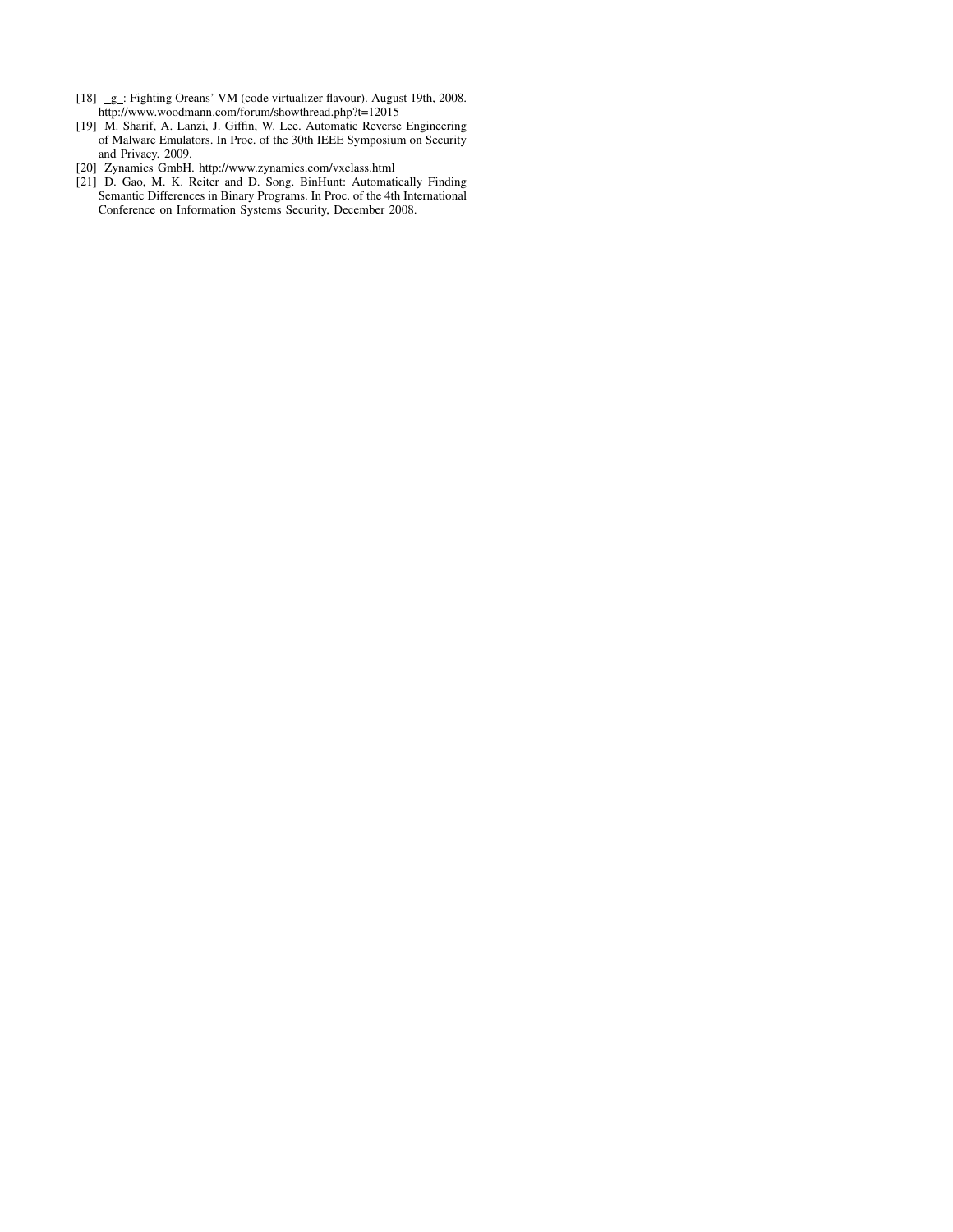[18] _g_: Fighting Oreans' VM (code virtualizer flavour). August 19th, 2008. http://www.woodmann.com/forum/showthread.php?t=12015

[19] M. Sharif, A. Lanzi, J. Giffin, W. Lee. Automatic Reverse Engineering of Malware Emulators. In Proc. of the 30th IEEE Symposium on Security and Privacy, 2009.

[20] Zynamics GmbH. http://www.zynamics.com/vxclass.html

[21] D. Gao, M. K. Reiter and D. Song. BinHunt: Automatically Finding Semantic Differences in Binary Programs. In Proc. of the 4th International Conference on Information Systems Security, December 2008.